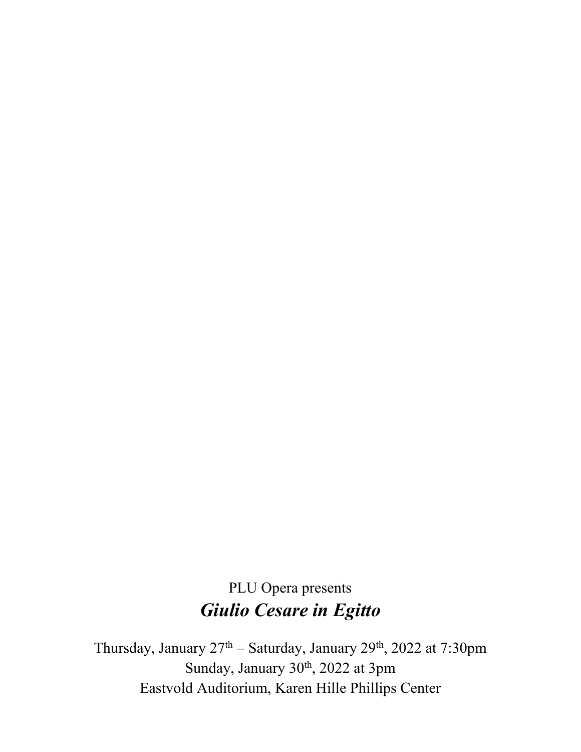PLU Opera presents

# *Giulio Cesare in Egitto*

Thursday, January 27th – Saturday, January 29th, 2022 at 7:30pm
Sunday, January 30th, 2022 at 3pm
Eastvold Auditorium, Karen Hille Phillips Center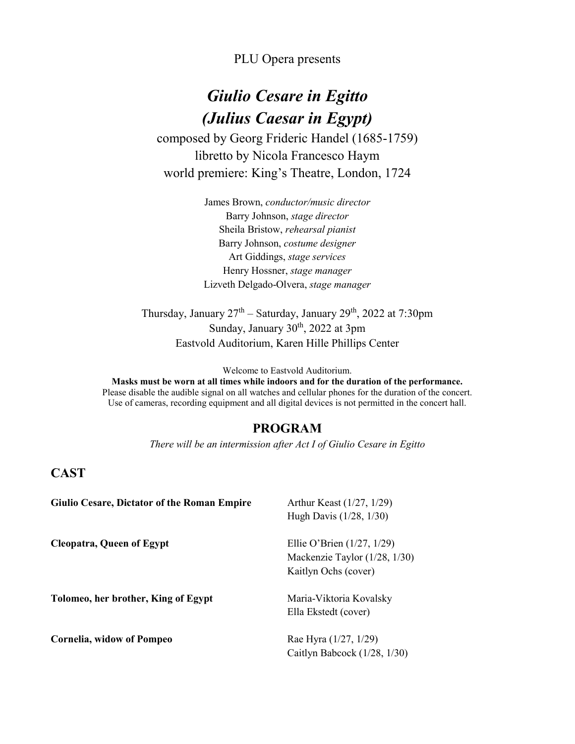PLU Opera presents

# *Giulio Cesare in Egitto (Julius Caesar in Egypt)*

composed by Georg Frideric Handel (1685-1759)
libretto by Nicola Francesco Haym
world premiere: King's Theatre, London, 1724

James Brown, *conductor/music director*
Barry Johnson, *stage director*
Sheila Bristow, *rehearsal pianist*
Barry Johnson, *costume designer*
Art Giddings, *stage services*
Henry Hossner, *stage manager*
Lizveth Delgado-Olvera, *stage manager*

Thursday, January 27th – Saturday, January 29th, 2022 at 7:30pm
Sunday, January 30th, 2022 at 3pm
Eastvold Auditorium, Karen Hille Phillips Center

Welcome to Eastvold Auditorium.
**Masks must be worn at all times while indoors and for the duration of the performance.**
Please disable the audible signal on all watches and cellular phones for the duration of the concert.
Use of cameras, recording equipment and all digital devices is not permitted in the concert hall.

## PROGRAM

*There will be an intermission after Act I of Giulio Cesare in Egitto*

## CAST

**Giulio Cesare, Dictator of the Roman Empire**
Arthur Keast (1/27, 1/29)
Hugh Davis (1/28, 1/30)

**Cleopatra, Queen of Egypt**
Ellie O'Brien (1/27, 1/29)
Mackenzie Taylor (1/28, 1/30)
Kaitlyn Ochs (cover)

**Tolomeo, her brother, King of Egypt**
Maria-Viktoria Kovalsky
Ella Ekstedt (cover)

**Cornelia, widow of Pompeo**
Rae Hyra (1/27, 1/29)
Caitlyn Babcock (1/28, 1/30)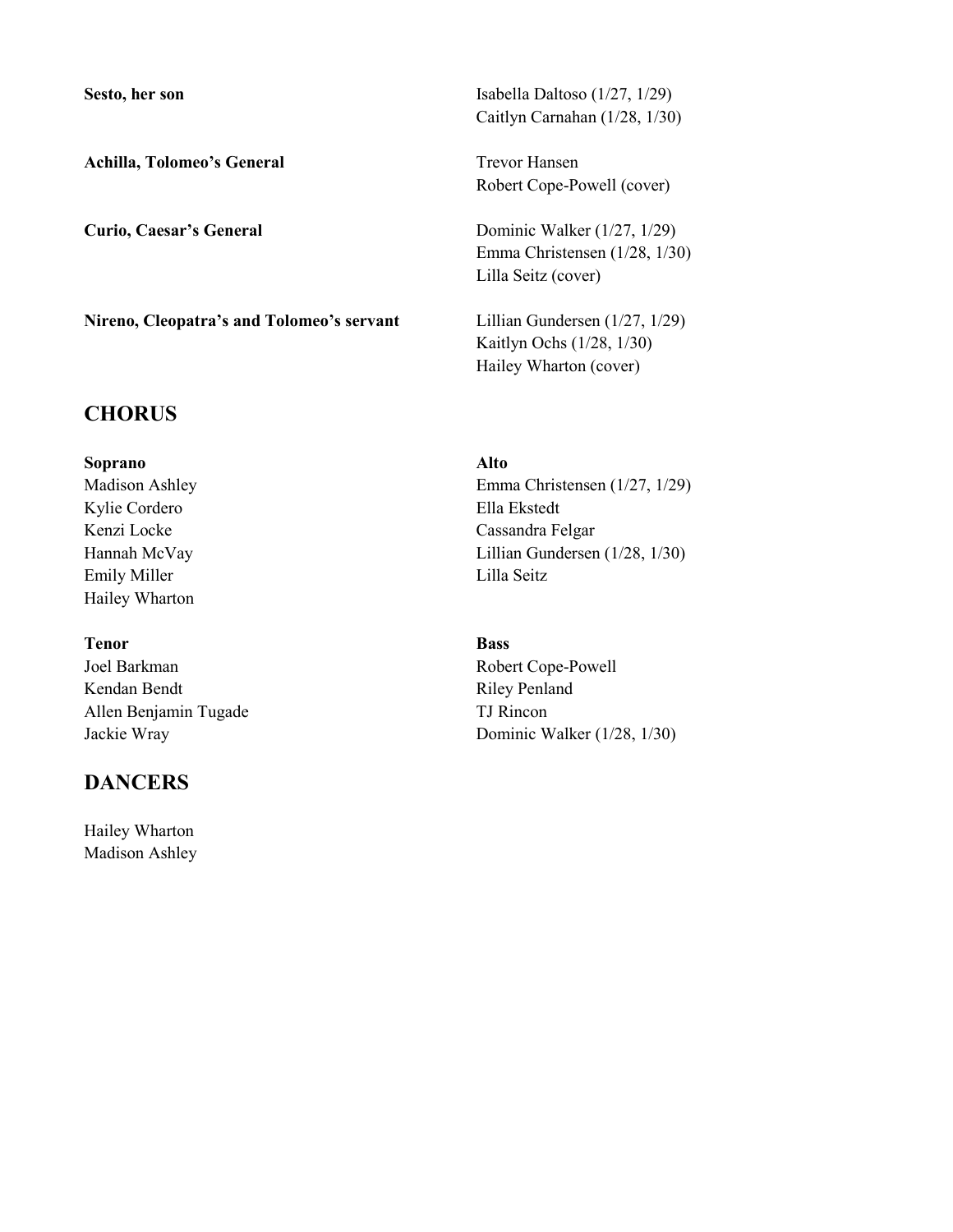**Sesto, her son**
Isabella Daltoso (1/27, 1/29)
Caitlyn Carnahan (1/28, 1/30)

**Achilla, Tolomeo's General**
Trevor Hansen
Robert Cope-Powell (cover)

**Curio, Caesar's General**
Dominic Walker (1/27, 1/29)
Emma Christensen (1/28, 1/30)
Lilla Seitz (cover)

**Nireno, Cleopatra's and Tolomeo's servant**
Lillian Gundersen (1/27, 1/29)
Kaitlyn Ochs (1/28, 1/30)
Hailey Wharton (cover)

## CHORUS

**Soprano**
Madison Ashley
Kylie Cordero
Kenzi Locke
Hannah McVay
Emily Miller
Hailey Wharton

**Alto**
Emma Christensen (1/27, 1/29)
Ella Ekstedt
Cassandra Felgar
Lillian Gundersen (1/28, 1/30)
Lilla Seitz

**Tenor**
Joel Barkman
Kendan Bendt
Allen Benjamin Tugade
Jackie Wray

**Bass**
Robert Cope-Powell
Riley Penland
TJ Rincon
Dominic Walker (1/28, 1/30)

## DANCERS

Hailey Wharton
Madison Ashley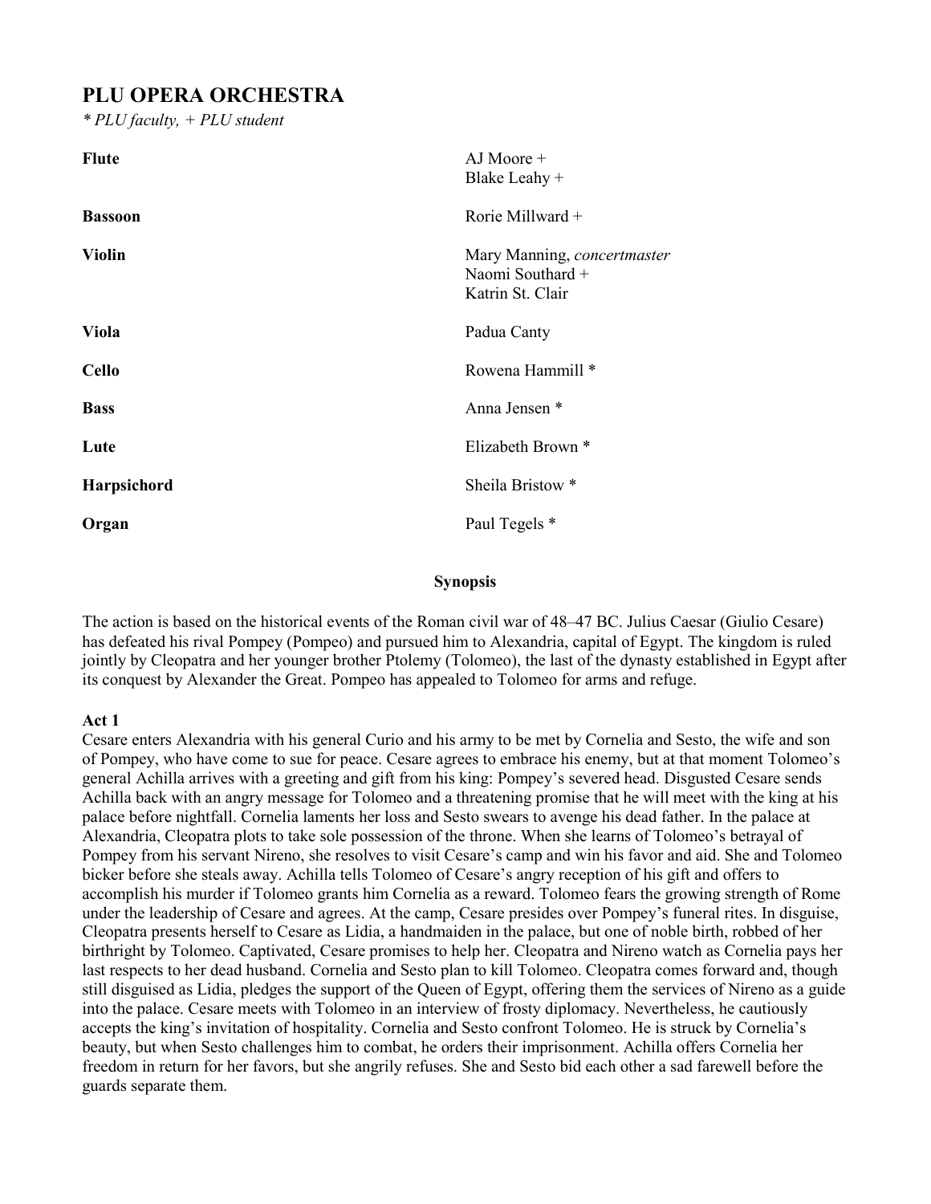## PLU OPERA ORCHESTRA

*\* PLU faculty, + PLU student*

| | |
|---|---|
| **Flute** | AJ Moore +<br>Blake Leahy + |
| **Bassoon** | Rorie Millward + |
| **Violin** | Mary Manning, *concertmaster*<br>Naomi Southard +<br>Katrin St. Clair |
| **Viola** | Padua Canty |
| **Cello** | Rowena Hammill * |
| **Bass** | Anna Jensen * |
| **Lute** | Elizabeth Brown * |
| **Harpsichord** | Sheila Bristow * |
| **Organ** | Paul Tegels * |

### Synopsis

The action is based on the historical events of the Roman civil war of 48–47 BC. Julius Caesar (Giulio Cesare) has defeated his rival Pompey (Pompeo) and pursued him to Alexandria, capital of Egypt. The kingdom is ruled jointly by Cleopatra and her younger brother Ptolemy (Tolomeo), the last of the dynasty established in Egypt after its conquest by Alexander the Great. Pompeo has appealed to Tolomeo for arms and refuge.

**Act 1**

Cesare enters Alexandria with his general Curio and his army to be met by Cornelia and Sesto, the wife and son of Pompey, who have come to sue for peace. Cesare agrees to embrace his enemy, but at that moment Tolomeo's general Achilla arrives with a greeting and gift from his king: Pompey's severed head. Disgusted Cesare sends Achilla back with an angry message for Tolomeo and a threatening promise that he will meet with the king at his palace before nightfall. Cornelia laments her loss and Sesto swears to avenge his dead father. In the palace at Alexandria, Cleopatra plots to take sole possession of the throne. When she learns of Tolomeo's betrayal of Pompey from his servant Nireno, she resolves to visit Cesare's camp and win his favor and aid. She and Tolomeo bicker before she steals away. Achilla tells Tolomeo of Cesare's angry reception of his gift and offers to accomplish his murder if Tolomeo grants him Cornelia as a reward. Tolomeo fears the growing strength of Rome under the leadership of Cesare and agrees. At the camp, Cesare presides over Pompey's funeral rites. In disguise, Cleopatra presents herself to Cesare as Lidia, a handmaiden in the palace, but one of noble birth, robbed of her birthright by Tolomeo. Captivated, Cesare promises to help her. Cleopatra and Nireno watch as Cornelia pays her last respects to her dead husband. Cornelia and Sesto plan to kill Tolomeo. Cleopatra comes forward and, though still disguised as Lidia, pledges the support of the Queen of Egypt, offering them the services of Nireno as a guide into the palace. Cesare meets with Tolomeo in an interview of frosty diplomacy. Nevertheless, he cautiously accepts the king's invitation of hospitality. Cornelia and Sesto confront Tolomeo. He is struck by Cornelia's beauty, but when Sesto challenges him to combat, he orders their imprisonment. Achilla offers Cornelia her freedom in return for her favors, but she angrily refuses. She and Sesto bid each other a sad farewell before the guards separate them.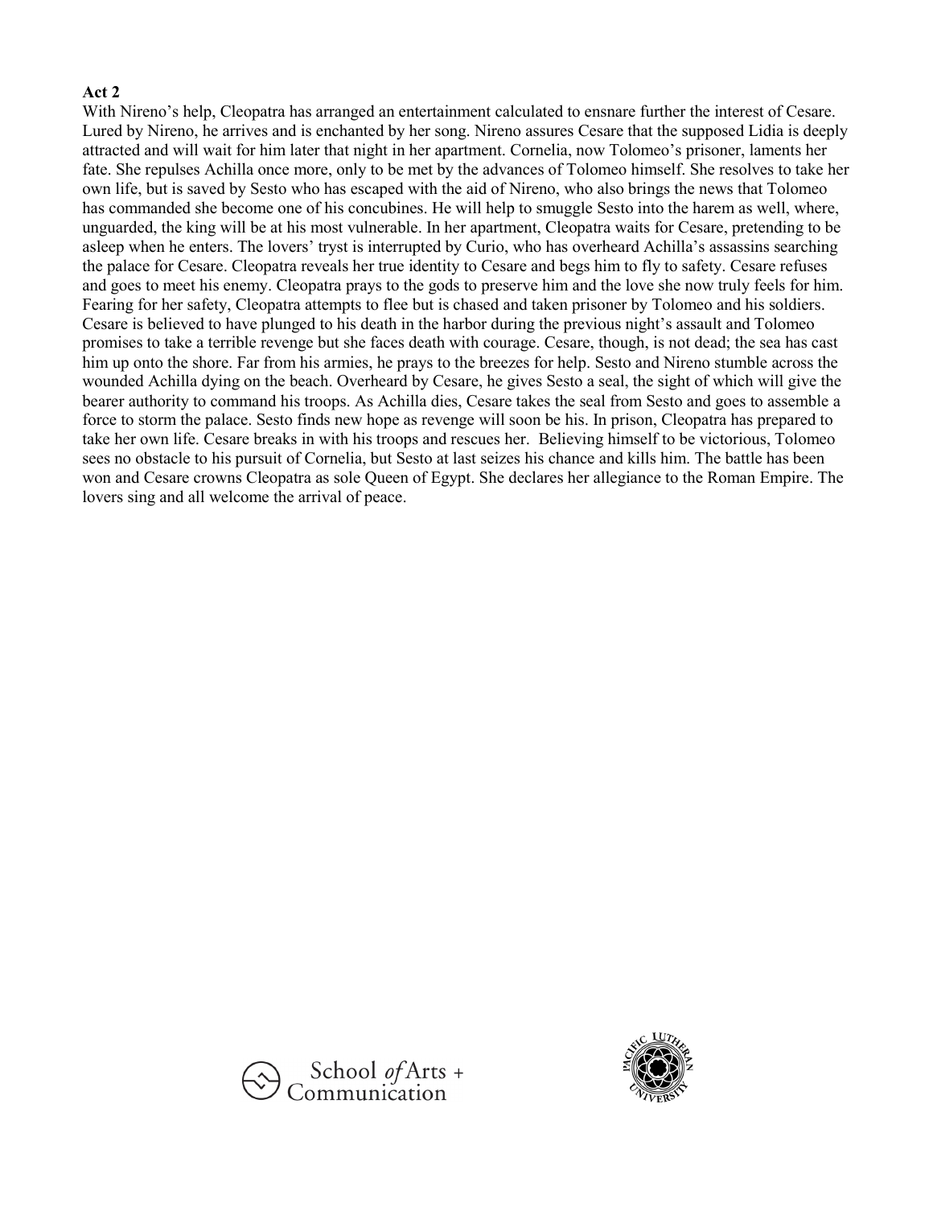**Act 2**

With Nireno's help, Cleopatra has arranged an entertainment calculated to ensnare further the interest of Cesare. Lured by Nireno, he arrives and is enchanted by her song. Nireno assures Cesare that the supposed Lidia is deeply attracted and will wait for him later that night in her apartment. Cornelia, now Tolomeo's prisoner, laments her fate. She repulses Achilla once more, only to be met by the advances of Tolomeo himself. She resolves to take her own life, but is saved by Sesto who has escaped with the aid of Nireno, who also brings the news that Tolomeo has commanded she become one of his concubines. He will help to smuggle Sesto into the harem as well, where, unguarded, the king will be at his most vulnerable. In her apartment, Cleopatra waits for Cesare, pretending to be asleep when he enters. The lovers' tryst is interrupted by Curio, who has overheard Achilla's assassins searching the palace for Cesare. Cleopatra reveals her true identity to Cesare and begs him to fly to safety. Cesare refuses and goes to meet his enemy. Cleopatra prays to the gods to preserve him and the love she now truly feels for him. Fearing for her safety, Cleopatra attempts to flee but is chased and taken prisoner by Tolomeo and his soldiers. Cesare is believed to have plunged to his death in the harbor during the previous night's assault and Tolomeo promises to take a terrible revenge but she faces death with courage. Cesare, though, is not dead; the sea has cast him up onto the shore. Far from his armies, he prays to the breezes for help. Sesto and Nireno stumble across the wounded Achilla dying on the beach. Overheard by Cesare, he gives Sesto a seal, the sight of which will give the bearer authority to command his troops. As Achilla dies, Cesare takes the seal from Sesto and goes to assemble a force to storm the palace. Sesto finds new hope as revenge will soon be his. In prison, Cleopatra has prepared to take her own life. Cesare breaks in with his troops and rescues her. Believing himself to be victorious, Tolomeo sees no obstacle to his pursuit of Cornelia, but Sesto at last seizes his chance and kills him. The battle has been won and Cesare crowns Cleopatra as sole Queen of Egypt. She declares her allegiance to the Roman Empire. The lovers sing and all welcome the arrival of peace.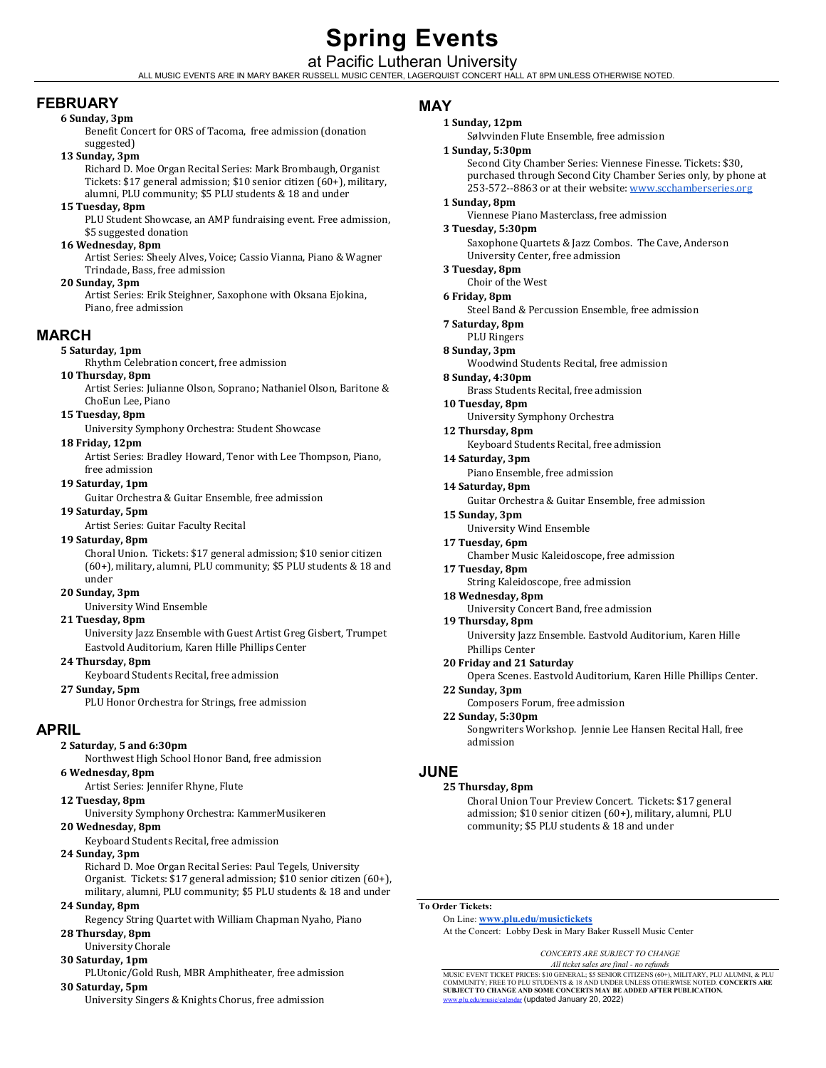# Spring Events

## at Pacific Lutheran University

ALL MUSIC EVENTS ARE IN MARY BAKER RUSSELL MUSIC CENTER, LAGERQUIST CONCERT HALL AT 8PM UNLESS OTHERWISE NOTED.

## FEBRUARY

**6 Sunday, 3pm**
Benefit Concert for ORS of Tacoma, free admission (donation suggested)

**13 Sunday, 3pm**
Richard D. Moe Organ Recital Series: Mark Brombaugh, Organist
Tickets: $17 general admission; $10 senior citizen (60+), military, alumni, PLU community; $5 PLU students & 18 and under

**15 Tuesday, 8pm**
PLU Student Showcase, an AMP fundraising event. Free admission, $5 suggested donation

**16 Wednesday, 8pm**
Artist Series: Sheely Alves, Voice; Cassio Vianna, Piano & Wagner Trindade, Bass, free admission

**20 Sunday, 3pm**
Artist Series: Erik Steighner, Saxophone with Oksana Ejokina, Piano, free admission

## MARCH

**5 Saturday, 1pm**
Rhythm Celebration concert, free admission

**10 Thursday, 8pm**
Artist Series: Julianne Olson, Soprano; Nathaniel Olson, Baritone & ChoEun Lee, Piano

**15 Tuesday, 8pm**
University Symphony Orchestra: Student Showcase

**18 Friday, 12pm**
Artist Series: Bradley Howard, Tenor with Lee Thompson, Piano, free admission

**19 Saturday, 1pm**
Guitar Orchestra & Guitar Ensemble, free admission

**19 Saturday, 5pm**
Artist Series: Guitar Faculty Recital

**19 Saturday, 8pm**
Choral Union. Tickets: $17 general admission; $10 senior citizen (60+), military, alumni, PLU community; $5 PLU students & 18 and under

**20 Sunday, 3pm**
University Wind Ensemble

**21 Tuesday, 8pm**
University Jazz Ensemble with Guest Artist Greg Gisbert, Trumpet
Eastvold Auditorium, Karen Hille Phillips Center

**24 Thursday, 8pm**
Keyboard Students Recital, free admission

**27 Sunday, 5pm**
PLU Honor Orchestra for Strings, free admission

## APRIL

**2 Saturday, 5 and 6:30pm**
Northwest High School Honor Band, free admission

**6 Wednesday, 8pm**
Artist Series: Jennifer Rhyne, Flute

**12 Tuesday, 8pm**
University Symphony Orchestra: KammerMusikeren

**20 Wednesday, 8pm**
Keyboard Students Recital, free admission

**24 Sunday, 3pm**
Richard D. Moe Organ Recital Series: Paul Tegels, University Organist. Tickets: $17 general admission; $10 senior citizen (60+), military, alumni, PLU community; $5 PLU students & 18 and under

**24 Sunday, 8pm**
Regency String Quartet with William Chapman Nyaho, Piano

**28 Thursday, 8pm**
University Chorale

**30 Saturday, 1pm**
PLUtonic/Gold Rush, MBR Amphitheater, free admission

**30 Saturday, 5pm**
University Singers & Knights Chorus, free admission

## MAY

**1 Sunday, 12pm**
Sølvvinden Flute Ensemble, free admission

**1 Sunday, 5:30pm**
Second City Chamber Series: Viennese Finesse. Tickets: $30, purchased through Second City Chamber Series only, by phone at 253-572--8863 or at their website: www.scchamberseries.org

**1 Sunday, 8pm**
Viennese Piano Masterclass, free admission

**3 Tuesday, 5:30pm**
Saxophone Quartets & Jazz Combos. The Cave, Anderson University Center, free admission

**3 Tuesday, 8pm**
Choir of the West

**6 Friday, 8pm**
Steel Band & Percussion Ensemble, free admission

**7 Saturday, 8pm**
PLU Ringers

**8 Sunday, 3pm**
Woodwind Students Recital, free admission

**8 Sunday, 4:30pm**
Brass Students Recital, free admission

**10 Tuesday, 8pm**
University Symphony Orchestra

**12 Thursday, 8pm**
Keyboard Students Recital, free admission

**14 Saturday, 3pm**
Piano Ensemble, free admission

**14 Saturday, 8pm**
Guitar Orchestra & Guitar Ensemble, free admission

**15 Sunday, 3pm**
University Wind Ensemble

**17 Tuesday, 6pm**
Chamber Music Kaleidoscope, free admission

**17 Tuesday, 8pm**
String Kaleidoscope, free admission

**18 Wednesday, 8pm**
University Concert Band, free admission

**19 Thursday, 8pm**
University Jazz Ensemble. Eastvold Auditorium, Karen Hille Phillips Center

**20 Friday and 21 Saturday**
Opera Scenes. Eastvold Auditorium, Karen Hille Phillips Center.

**22 Sunday, 3pm**
Composers Forum, free admission

**22 Sunday, 5:30pm**
Songwriters Workshop. Jennie Lee Hansen Recital Hall, free admission

## JUNE

**25 Thursday, 8pm**
Choral Union Tour Preview Concert. Tickets: $17 general admission; $10 senior citizen (60+), military, alumni, PLU community; $5 PLU students & 18 and under

**To Order Tickets:**

On Line: **www.plu.edu/musictickets**
At the Concert: Lobby Desk in Mary Baker Russell Music Center

*CONCERTS ARE SUBJECT TO CHANGE*
*All ticket sales are final - no refunds*

MUSIC EVENT TICKET PRICES: $10 GENERAL; $5 SENIOR CITIZENS (60+), MILITARY, PLU ALUMNI, & PLU COMMUNITY; FREE TO PLU STUDENTS & 18 AND UNDER UNLESS OTHERWISE NOTED. **CONCERTS ARE SUBJECT TO CHANGE AND SOME CONCERTS MAY BE ADDED AFTER PUBLICATION.**
www.plu.edu/music/calendar (updated January 20, 2022)